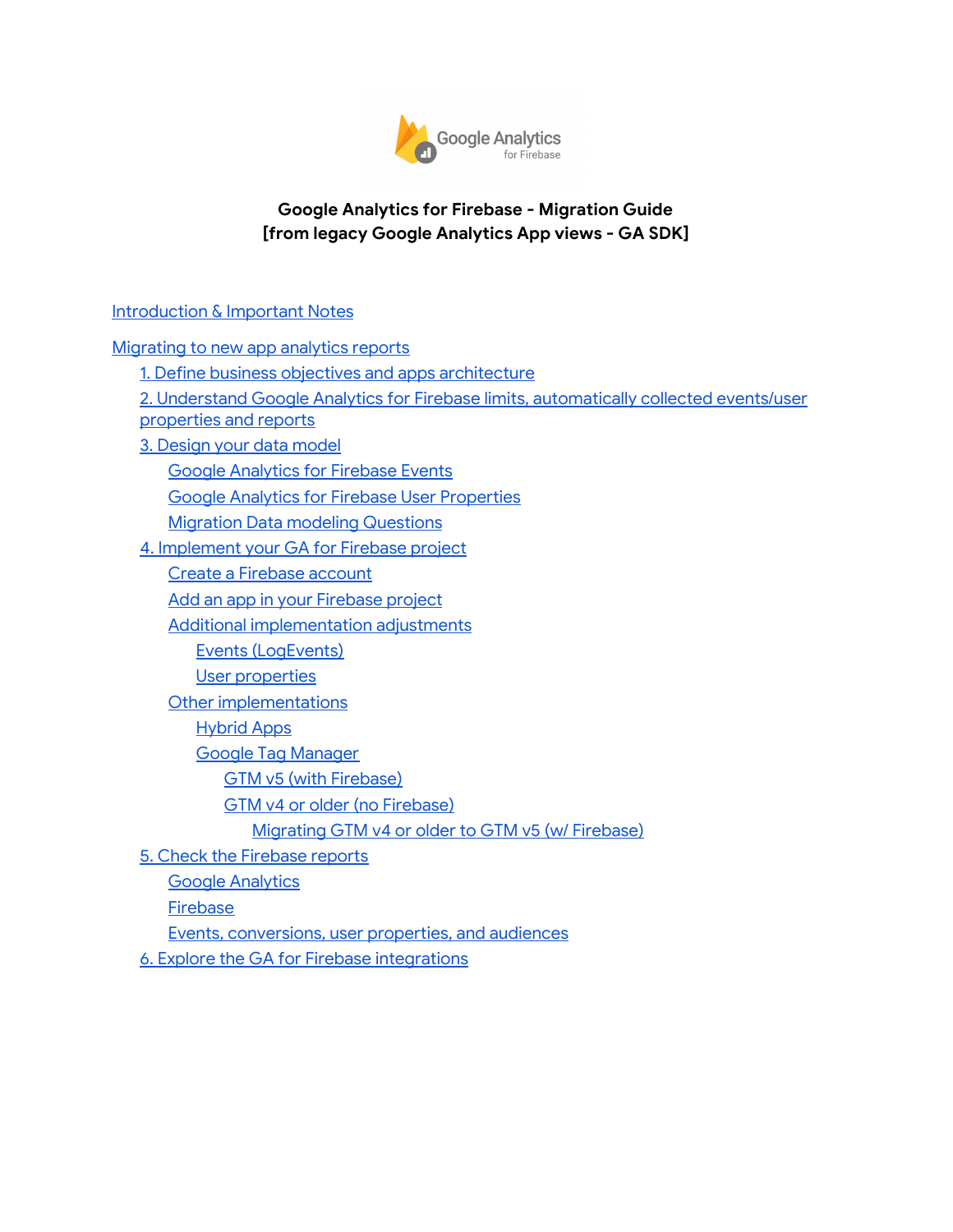Google Analytics for Firebase

**Google Analytics for Firebase - Migration Guide**
**[from legacy Google Analytics App views - GA SDK]**

- Introduction & Important Notes
- Migrating to new app analytics reports
  - 1. Define business objectives and apps architecture
  - 2. Understand Google Analytics for Firebase limits, automatically collected events/user properties and reports
  - 3. Design your data model
    - Google Analytics for Firebase Events
    - Google Analytics for Firebase User Properties
    - Migration Data modeling Questions
  - 4. Implement your GA for Firebase project
    - Create a Firebase account
    - Add an app in your Firebase project
    - Additional implementation adjustments
      - Events (LogEvents)
      - User properties
    - Other implementations
      - Hybrid Apps
      - Google Tag Manager
        - GTM v5 (with Firebase)
        - GTM v4 or older (no Firebase)
          - Migrating GTM v4 or older to GTM v5 (w/ Firebase)
  - 5. Check the Firebase reports
    - Google Analytics
    - Firebase
    - Events, conversions, user properties, and audiences
  - 6. Explore the GA for Firebase integrations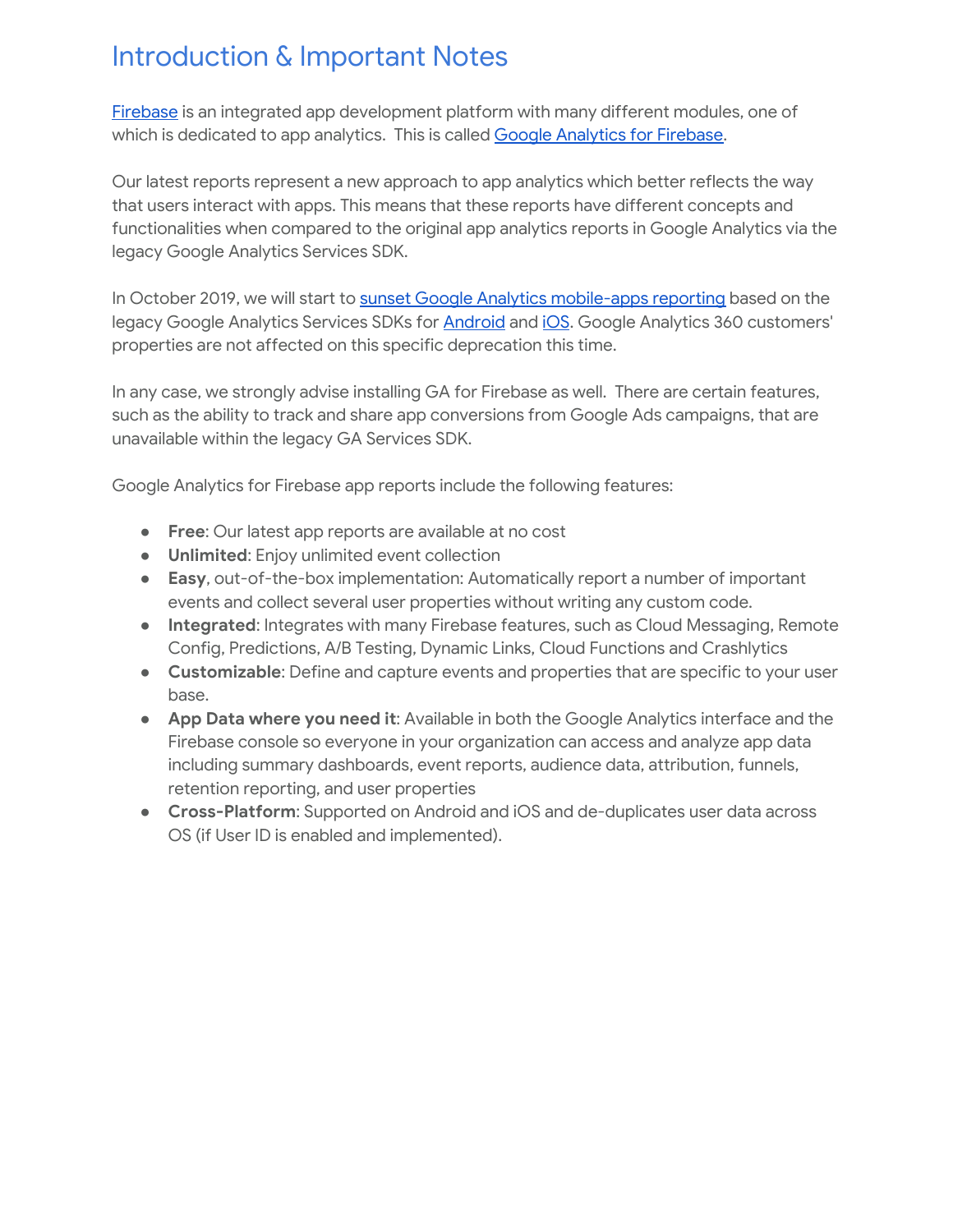# Introduction & Important Notes

Firebase is an integrated app development platform with many different modules, one of which is dedicated to app analytics. This is called Google Analytics for Firebase.

Our latest reports represent a new approach to app analytics which better reflects the way that users interact with apps. This means that these reports have different concepts and functionalities when compared to the original app analytics reports in Google Analytics via the legacy Google Analytics Services SDK.

In October 2019, we will start to sunset Google Analytics mobile-apps reporting based on the legacy Google Analytics Services SDKs for Android and iOS. Google Analytics 360 customers' properties are not affected on this specific deprecation this time.

In any case, we strongly advise installing GA for Firebase as well. There are certain features, such as the ability to track and share app conversions from Google Ads campaigns, that are unavailable within the legacy GA Services SDK.

Google Analytics for Firebase app reports include the following features:

- **Free**: Our latest app reports are available at no cost
- **Unlimited**: Enjoy unlimited event collection
- **Easy**, out-of-the-box implementation: Automatically report a number of important events and collect several user properties without writing any custom code.
- **Integrated**: Integrates with many Firebase features, such as Cloud Messaging, Remote Config, Predictions, A/B Testing, Dynamic Links, Cloud Functions and Crashlytics
- **Customizable**: Define and capture events and properties that are specific to your user base.
- **App Data where you need it**: Available in both the Google Analytics interface and the Firebase console so everyone in your organization can access and analyze app data including summary dashboards, event reports, audience data, attribution, funnels, retention reporting, and user properties
- **Cross-Platform**: Supported on Android and iOS and de-duplicates user data across OS (if User ID is enabled and implemented).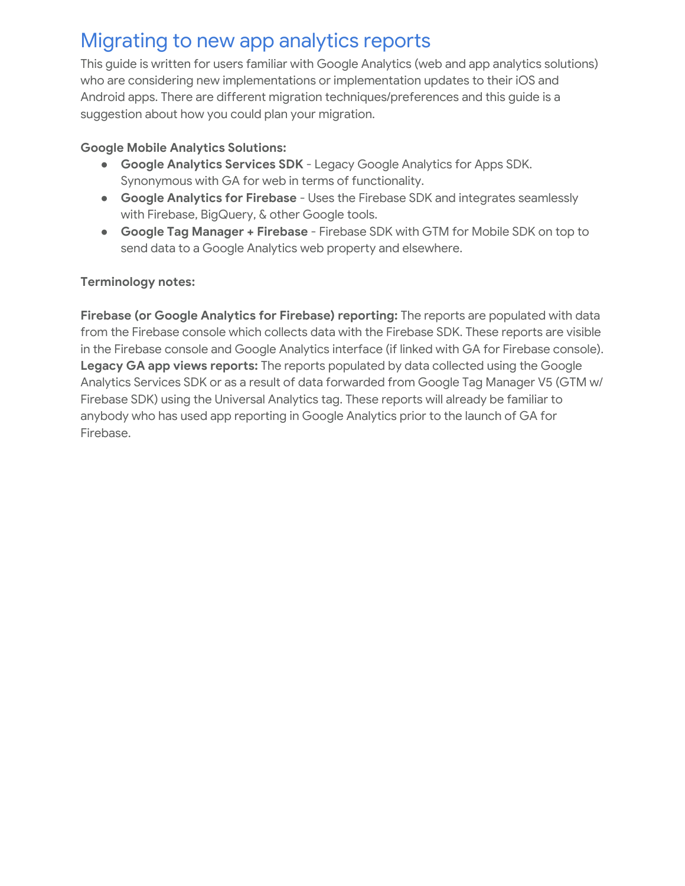# Migrating to new app analytics reports

This guide is written for users familiar with Google Analytics (web and app analytics solutions) who are considering new implementations or implementation updates to their iOS and Android apps. There are different migration techniques/preferences and this guide is a suggestion about how you could plan your migration.

**Google Mobile Analytics Solutions:**

- **Google Analytics Services SDK** - Legacy Google Analytics for Apps SDK. Synonymous with GA for web in terms of functionality.
- **Google Analytics for Firebase** - Uses the Firebase SDK and integrates seamlessly with Firebase, BigQuery, & other Google tools.
- **Google Tag Manager + Firebase** - Firebase SDK with GTM for Mobile SDK on top to send data to a Google Analytics web property and elsewhere.

**Terminology notes:**

**Firebase (or Google Analytics for Firebase) reporting:** The reports are populated with data from the Firebase console which collects data with the Firebase SDK. These reports are visible in the Firebase console and Google Analytics interface (if linked with GA for Firebase console).
**Legacy GA app views reports:** The reports populated by data collected using the Google Analytics Services SDK or as a result of data forwarded from Google Tag Manager V5 (GTM w/ Firebase SDK) using the Universal Analytics tag. These reports will already be familiar to anybody who has used app reporting in Google Analytics prior to the launch of GA for Firebase.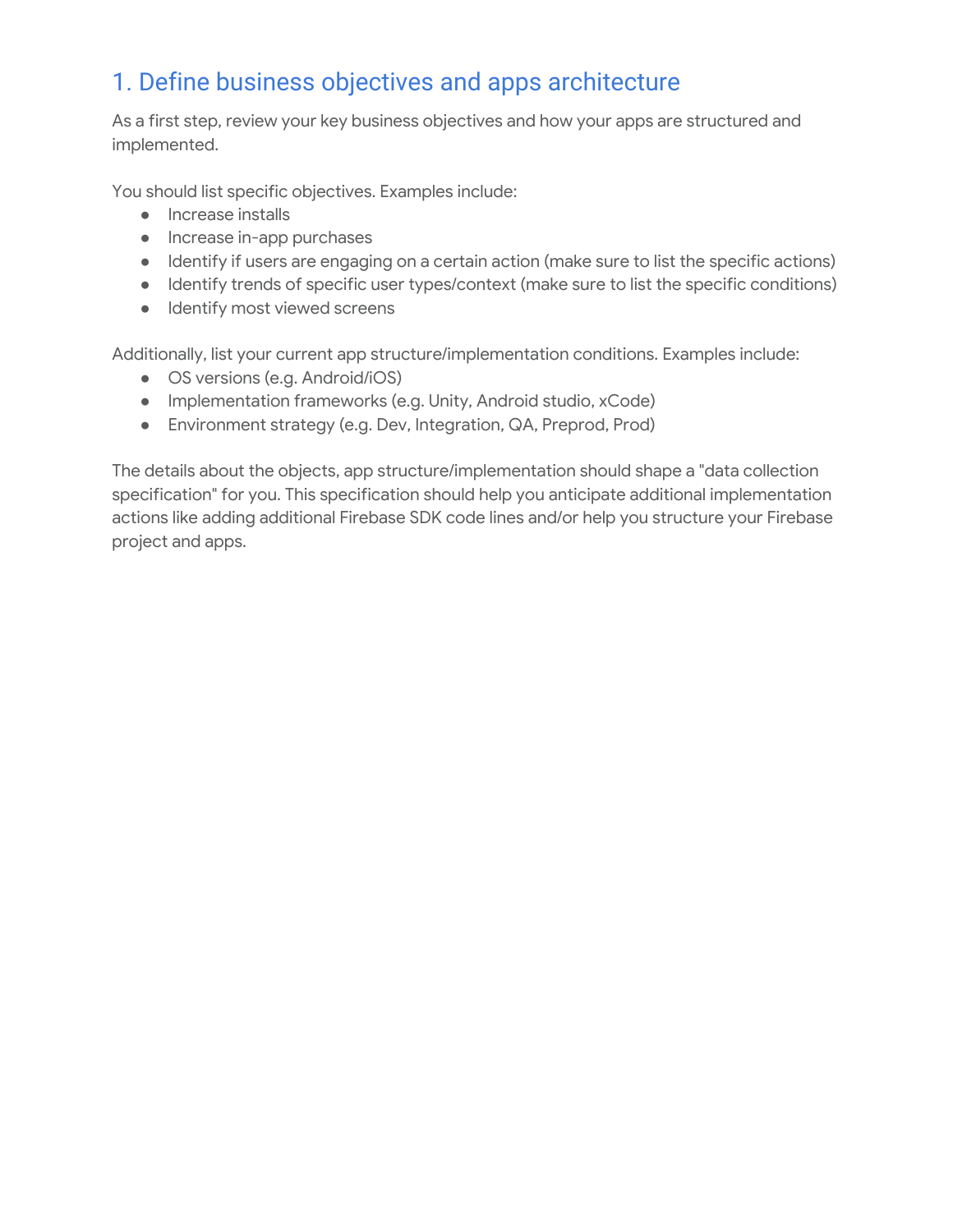## 1. Define business objectives and apps architecture

As a first step, review your key business objectives and how your apps are structured and implemented.

You should list specific objectives. Examples include:

- Increase installs
- Increase in-app purchases
- Identify if users are engaging on a certain action (make sure to list the specific actions)
- Identify trends of specific user types/context (make sure to list the specific conditions)
- Identify most viewed screens

Additionally, list your current app structure/implementation conditions. Examples include:

- OS versions (e.g. Android/iOS)
- Implementation frameworks (e.g. Unity, Android studio, xCode)
- Environment strategy (e.g. Dev, Integration, QA, Preprod, Prod)

The details about the objects, app structure/implementation should shape a "data collection specification" for you. This specification should help you anticipate additional implementation actions like adding additional Firebase SDK code lines and/or help you structure your Firebase project and apps.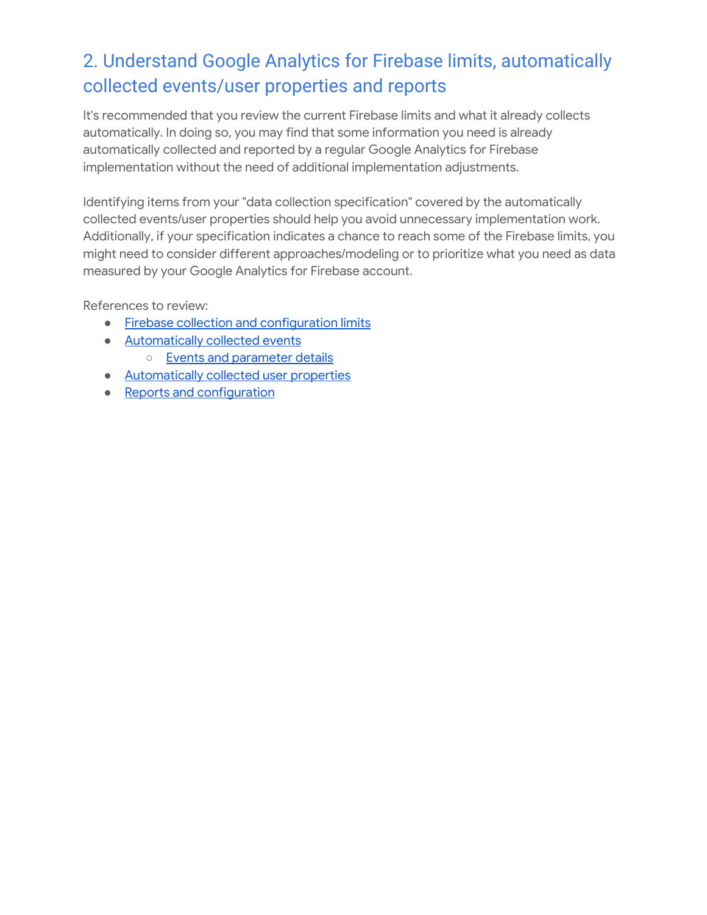## 2. Understand Google Analytics for Firebase limits, automatically collected events/user properties and reports

It's recommended that you review the current Firebase limits and what it already collects automatically. In doing so, you may find that some information you need is already automatically collected and reported by a regular Google Analytics for Firebase implementation without the need of additional implementation adjustments.

Identifying items from your "data collection specification" covered by the automatically collected events/user properties should help you avoid unnecessary implementation work. Additionally, if your specification indicates a chance to reach some of the Firebase limits, you might need to consider different approaches/modeling or to prioritize what you need as data measured by your Google Analytics for Firebase account.

References to review:

- Firebase collection and configuration limits
- Automatically collected events
    - Events and parameter details
- Automatically collected user properties
- Reports and configuration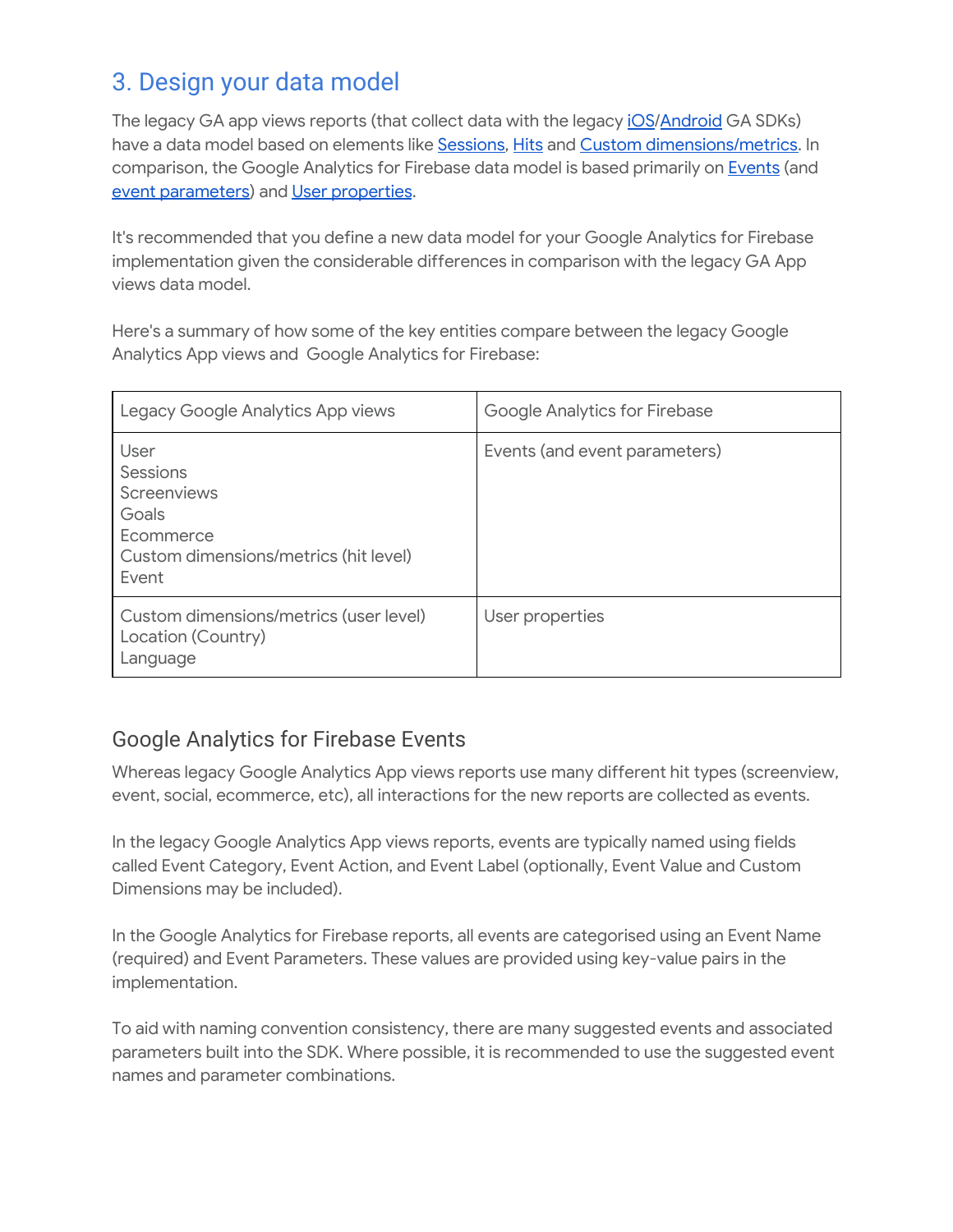## 3. Design your data model

The legacy GA app views reports (that collect data with the legacy [iOS](#)/[Android](#) GA SDKs) have a data model based on elements like [Sessions](#), [Hits](#) and [Custom dimensions/metrics](#). In comparison, the Google Analytics for Firebase data model is based primarily on [Events](#) (and [event parameters](#)) and [User properties](#).

It's recommended that you define a new data model for your Google Analytics for Firebase implementation given the considerable differences in comparison with the legacy GA App views data model.

Here's a summary of how some of the key entities compare between the legacy Google Analytics App views and Google Analytics for Firebase:

| Legacy Google Analytics App views | Google Analytics for Firebase |
|---|---|
| User<br>Sessions<br>Screenviews<br>Goals<br>Ecommerce<br>Custom dimensions/metrics (hit level)<br>Event | Events (and event parameters) |
| Custom dimensions/metrics (user level)<br>Location (Country)<br>Language | User properties |

### Google Analytics for Firebase Events

Whereas legacy Google Analytics App views reports use many different hit types (screenview, event, social, ecommerce, etc), all interactions for the new reports are collected as events.

In the legacy Google Analytics App views reports, events are typically named using fields called Event Category, Event Action, and Event Label (optionally, Event Value and Custom Dimensions may be included).

In the Google Analytics for Firebase reports, all events are categorised using an Event Name (required) and Event Parameters. These values are provided using key-value pairs in the implementation.

To aid with naming convention consistency, there are many suggested events and associated parameters built into the SDK. Where possible, it is recommended to use the suggested event names and parameter combinations.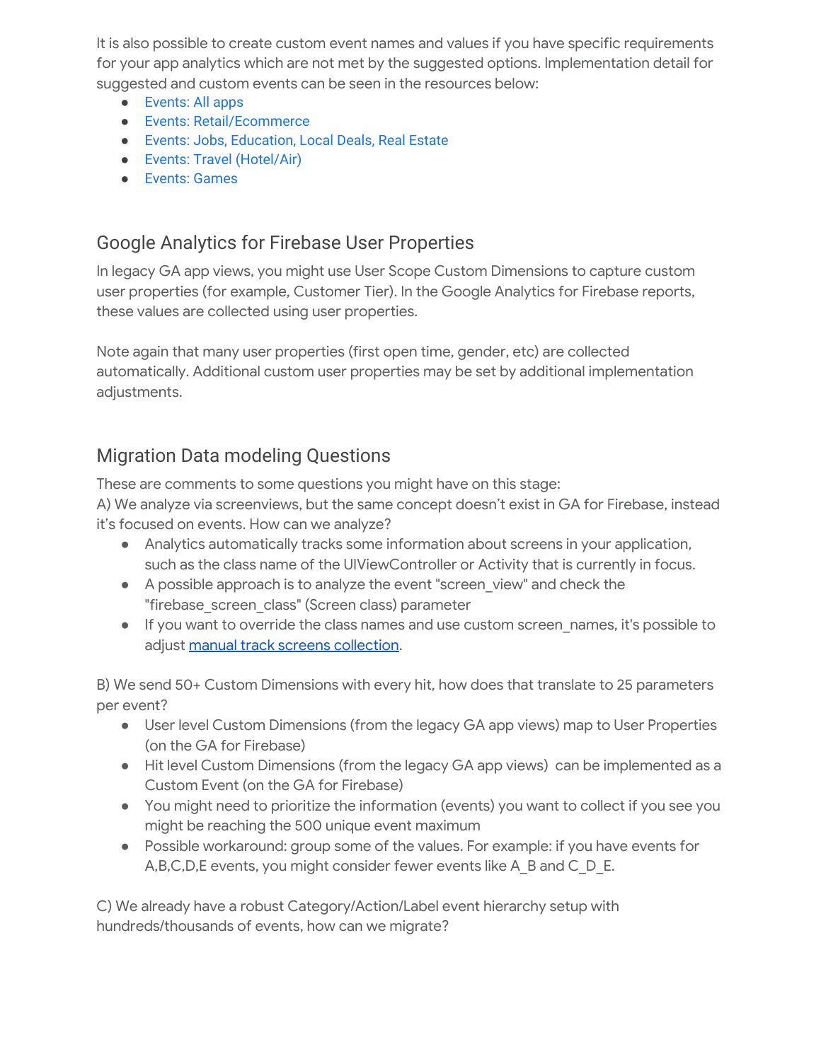It is also possible to create custom event names and values if you have specific requirements for your app analytics which are not met by the suggested options. Implementation detail for suggested and custom events can be seen in the resources below:

- Events: All apps
- Events: Retail/Ecommerce
- Events: Jobs, Education, Local Deals, Real Estate
- Events: Travel (Hotel/Air)
- Events: Games

## Google Analytics for Firebase User Properties

In legacy GA app views, you might use User Scope Custom Dimensions to capture custom user properties (for example, Customer Tier). In the Google Analytics for Firebase reports, these values are collected using user properties.

Note again that many user properties (first open time, gender, etc) are collected automatically. Additional custom user properties may be set by additional implementation adjustments.

## Migration Data modeling Questions

These are comments to some questions you might have on this stage:

A) We analyze via screenviews, but the same concept doesn't exist in GA for Firebase, instead it's focused on events. How can we analyze?

- Analytics automatically tracks some information about screens in your application, such as the class name of the UIViewController or Activity that is currently in focus.
- A possible approach is to analyze the event "screen_view" and check the "firebase_screen_class" (Screen class) parameter
- If you want to override the class names and use custom screen_names, it's possible to adjust manual track screens collection.

B) We send 50+ Custom Dimensions with every hit, how does that translate to 25 parameters per event?

- User level Custom Dimensions (from the legacy GA app views) map to User Properties (on the GA for Firebase)
- Hit level Custom Dimensions (from the legacy GA app views) can be implemented as a Custom Event (on the GA for Firebase)
- You might need to prioritize the information (events) you want to collect if you see you might be reaching the 500 unique event maximum
- Possible workaround: group some of the values. For example: if you have events for A,B,C,D,E events, you might consider fewer events like A_B and C_D_E.

C) We already have a robust Category/Action/Label event hierarchy setup with hundreds/thousands of events, how can we migrate?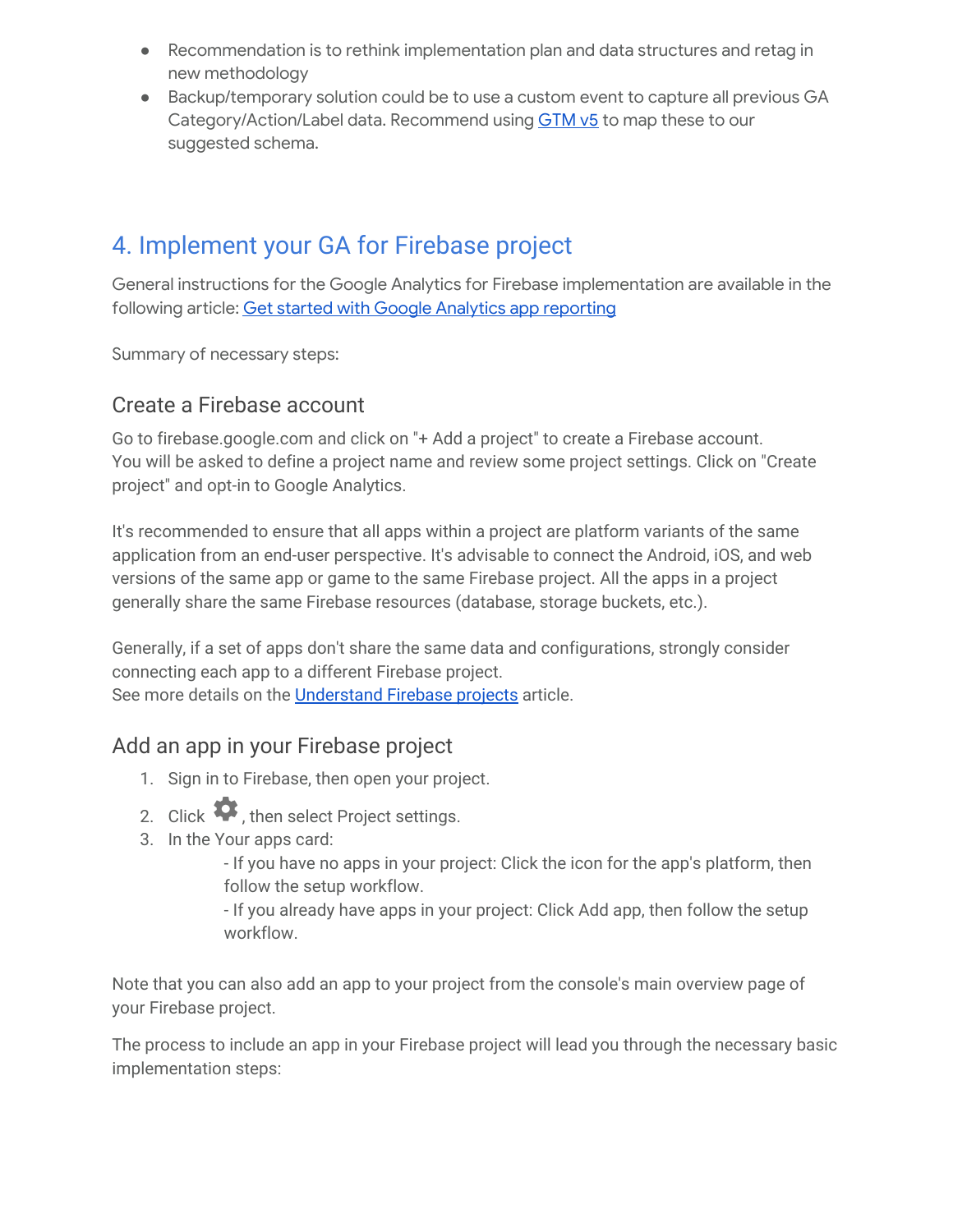- Recommendation is to rethink implementation plan and data structures and retag in new methodology
- Backup/temporary solution could be to use a custom event to capture all previous GA Category/Action/Label data. Recommend using GTM v5 to map these to our suggested schema.

## 4. Implement your GA for Firebase project

General instructions for the Google Analytics for Firebase implementation are available in the following article: Get started with Google Analytics app reporting

Summary of necessary steps:

### Create a Firebase account

Go to firebase.google.com and click on "+ Add a project" to create a Firebase account.
You will be asked to define a project name and review some project settings. Click on "Create project" and opt-in to Google Analytics.

It's recommended to ensure that all apps within a project are platform variants of the same application from an end-user perspective. It's advisable to connect the Android, iOS, and web versions of the same app or game to the same Firebase project. All the apps in a project generally share the same Firebase resources (database, storage buckets, etc.).

Generally, if a set of apps don't share the same data and configurations, strongly consider connecting each app to a different Firebase project.
See more details on the Understand Firebase projects article.

### Add an app in your Firebase project

1. Sign in to Firebase, then open your project.
2. Click ⚙, then select Project settings.
3. In the Your apps card:
   - If you have no apps in your project: Click the icon for the app's platform, then follow the setup workflow.
   - If you already have apps in your project: Click Add app, then follow the setup workflow.

Note that you can also add an app to your project from the console's main overview page of your Firebase project.

The process to include an app in your Firebase project will lead you through the necessary basic implementation steps: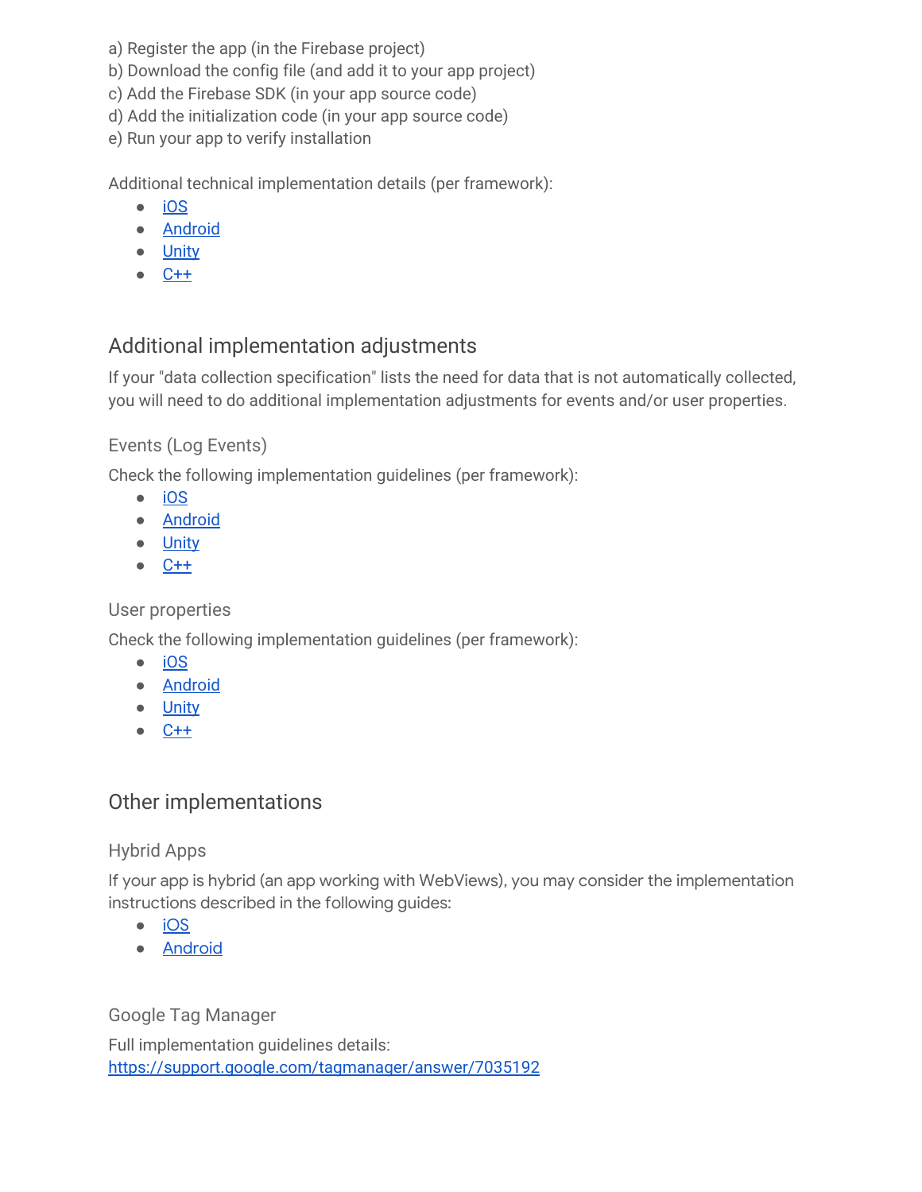a) Register the app (in the Firebase project)
b) Download the config file (and add it to your app project)
c) Add the Firebase SDK (in your app source code)
d) Add the initialization code (in your app source code)
e) Run your app to verify installation

Additional technical implementation details (per framework):

- iOS
- Android
- Unity
- C++

## Additional implementation adjustments

If your "data collection specification" lists the need for data that is not automatically collected, you will need to do additional implementation adjustments for events and/or user properties.

### Events (Log Events)

Check the following implementation guidelines (per framework):

- iOS
- Android
- Unity
- C++

### User properties

Check the following implementation guidelines (per framework):

- iOS
- Android
- Unity
- C++

## Other implementations

### Hybrid Apps

If your app is hybrid (an app working with WebViews), you may consider the implementation instructions described in the following guides:

- iOS
- Android

### Google Tag Manager

Full implementation guidelines details:
https://support.google.com/tagmanager/answer/7035192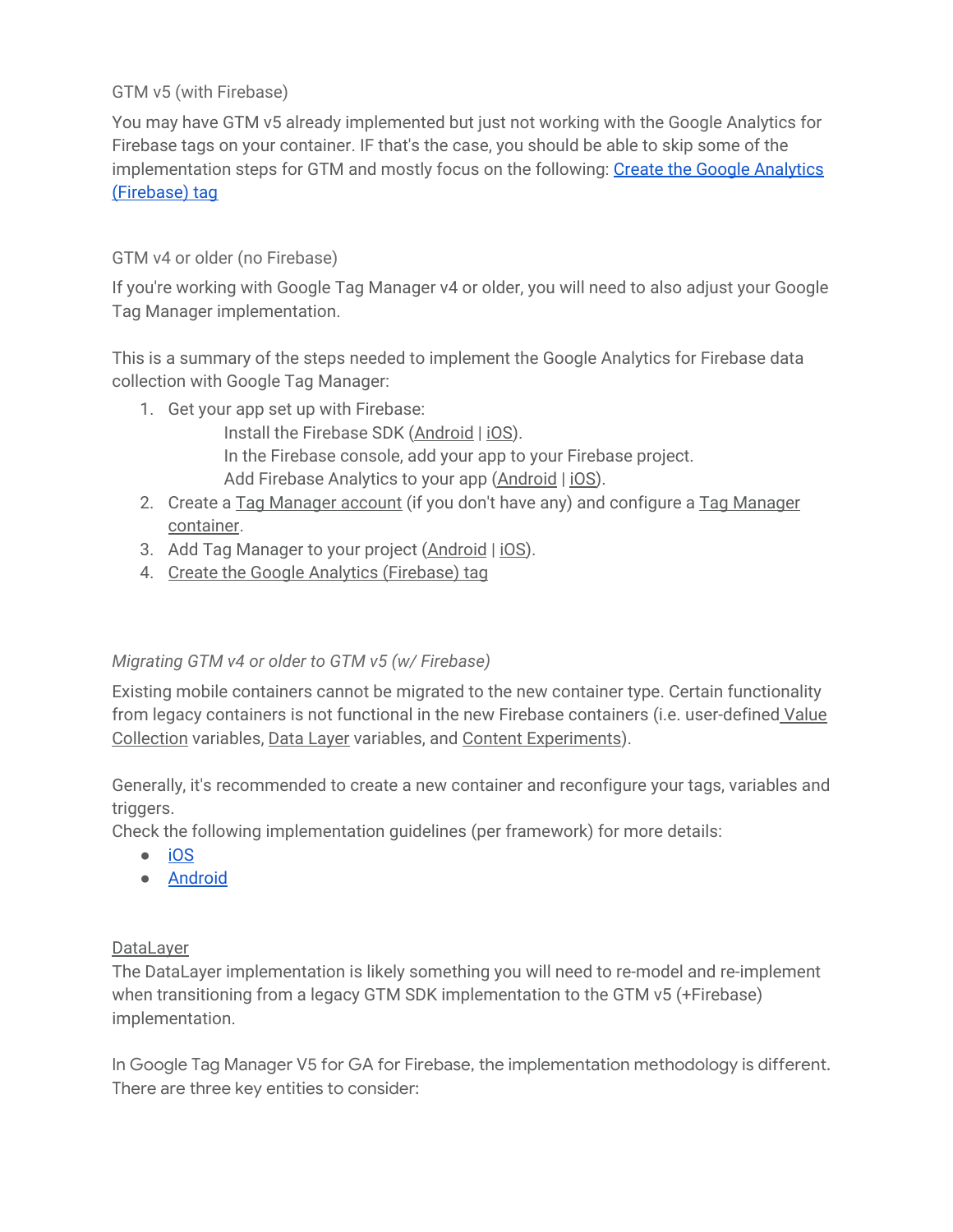### GTM v5 (with Firebase)

You may have GTM v5 already implemented but just not working with the Google Analytics for Firebase tags on your container. IF that's the case, you should be able to skip some of the implementation steps for GTM and mostly focus on the following: Create the Google Analytics (Firebase) tag

### GTM v4 or older (no Firebase)

If you're working with Google Tag Manager v4 or older, you will need to also adjust your Google Tag Manager implementation.

This is a summary of the steps needed to implement the Google Analytics for Firebase data collection with Google Tag Manager:

1. Get your app set up with Firebase:
   - Install the Firebase SDK (Android | iOS).
   - In the Firebase console, add your app to your Firebase project.
   - Add Firebase Analytics to your app (Android | iOS).
2. Create a Tag Manager account (if you don't have any) and configure a Tag Manager container.
3. Add Tag Manager to your project (Android | iOS).
4. Create the Google Analytics (Firebase) tag

### *Migrating GTM v4 or older to GTM v5 (w/ Firebase)*

Existing mobile containers cannot be migrated to the new container type. Certain functionality from legacy containers is not functional in the new Firebase containers (i.e. user-defined Value Collection variables, Data Layer variables, and Content Experiments).

Generally, it's recommended to create a new container and reconfigure your tags, variables and triggers.
Check the following implementation guidelines (per framework) for more details:

- iOS
- Android

### DataLayer

The DataLayer implementation is likely something you will need to re-model and re-implement when transitioning from a legacy GTM SDK implementation to the GTM v5 (+Firebase) implementation.

In Google Tag Manager V5 for GA for Firebase, the implementation methodology is different. There are three key entities to consider: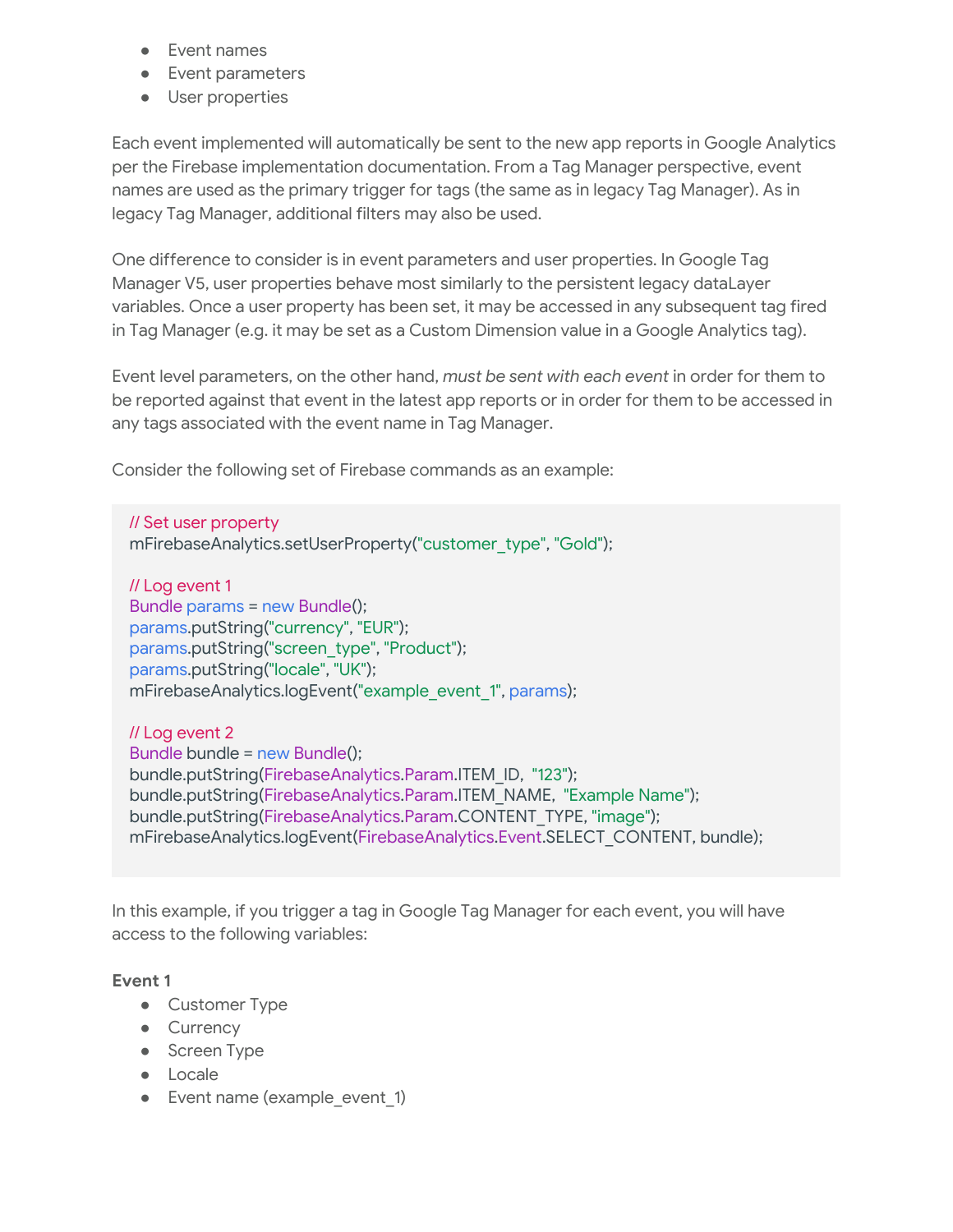- Event names
- Event parameters
- User properties

Each event implemented will automatically be sent to the new app reports in Google Analytics per the Firebase implementation documentation. From a Tag Manager perspective, event names are used as the primary trigger for tags (the same as in legacy Tag Manager). As in legacy Tag Manager, additional filters may also be used.

One difference to consider is in event parameters and user properties. In Google Tag Manager V5, user properties behave most similarly to the persistent legacy dataLayer variables. Once a user property has been set, it may be accessed in any subsequent tag fired in Tag Manager (e.g. it may be set as a Custom Dimension value in a Google Analytics tag).

Event level parameters, on the other hand, *must be sent with each event* in order for them to be reported against that event in the latest app reports or in order for them to be accessed in any tags associated with the event name in Tag Manager.

Consider the following set of Firebase commands as an example:

```
// Set user property
mFirebaseAnalytics.setUserProperty("customer_type", "Gold");

// Log event 1
Bundle params = new Bundle();
params.putString("currency", "EUR");
params.putString("screen_type", "Product");
params.putString("locale", "UK");
mFirebaseAnalytics.logEvent("example_event_1", params);

// Log event 2
Bundle bundle = new Bundle();
bundle.putString(FirebaseAnalytics.Param.ITEM_ID,  "123");
bundle.putString(FirebaseAnalytics.Param.ITEM_NAME,  "Example Name");
bundle.putString(FirebaseAnalytics.Param.CONTENT_TYPE, "image");
mFirebaseAnalytics.logEvent(FirebaseAnalytics.Event.SELECT_CONTENT, bundle);
```

In this example, if you trigger a tag in Google Tag Manager for each event, you will have access to the following variables:

**Event 1**

- Customer Type
- Currency
- Screen Type
- Locale
- Event name (example_event_1)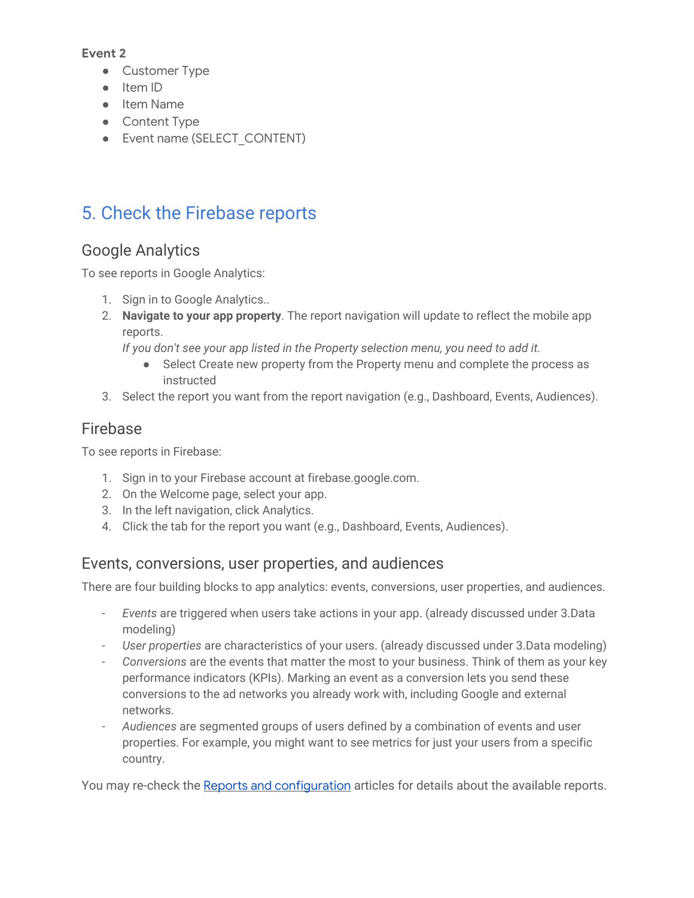**Event 2**

- Customer Type
- Item ID
- Item Name
- Content Type
- Event name (SELECT_CONTENT)

## 5. Check the Firebase reports

### Google Analytics

To see reports in Google Analytics:

1. Sign in to Google Analytics..
2. **Navigate to your app property**. The report navigation will update to reflect the mobile app reports.
   *If you don't see your app listed in the Property selection menu, you need to add it.*
   - Select Create new property from the Property menu and complete the process as instructed
3. Select the report you want from the report navigation (e.g., Dashboard, Events, Audiences).

### Firebase

To see reports in Firebase:

1. Sign in to your Firebase account at firebase.google.com.
2. On the Welcome page, select your app.
3. In the left navigation, click Analytics.
4. Click the tab for the report you want (e.g., Dashboard, Events, Audiences).

### Events, conversions, user properties, and audiences

There are four building blocks to app analytics: events, conversions, user properties, and audiences.

- *Events* are triggered when users take actions in your app. (already discussed under 3.Data modeling)
- *User properties* are characteristics of your users. (already discussed under 3.Data modeling)
- *Conversions* are the events that matter the most to your business. Think of them as your key performance indicators (KPIs). Marking an event as a conversion lets you send these conversions to the ad networks you already work with, including Google and external networks.
- *Audiences* are segmented groups of users defined by a combination of events and user properties. For example, you might want to see metrics for just your users from a specific country.

You may re-check the [Reports and configuration](#) articles for details about the available reports.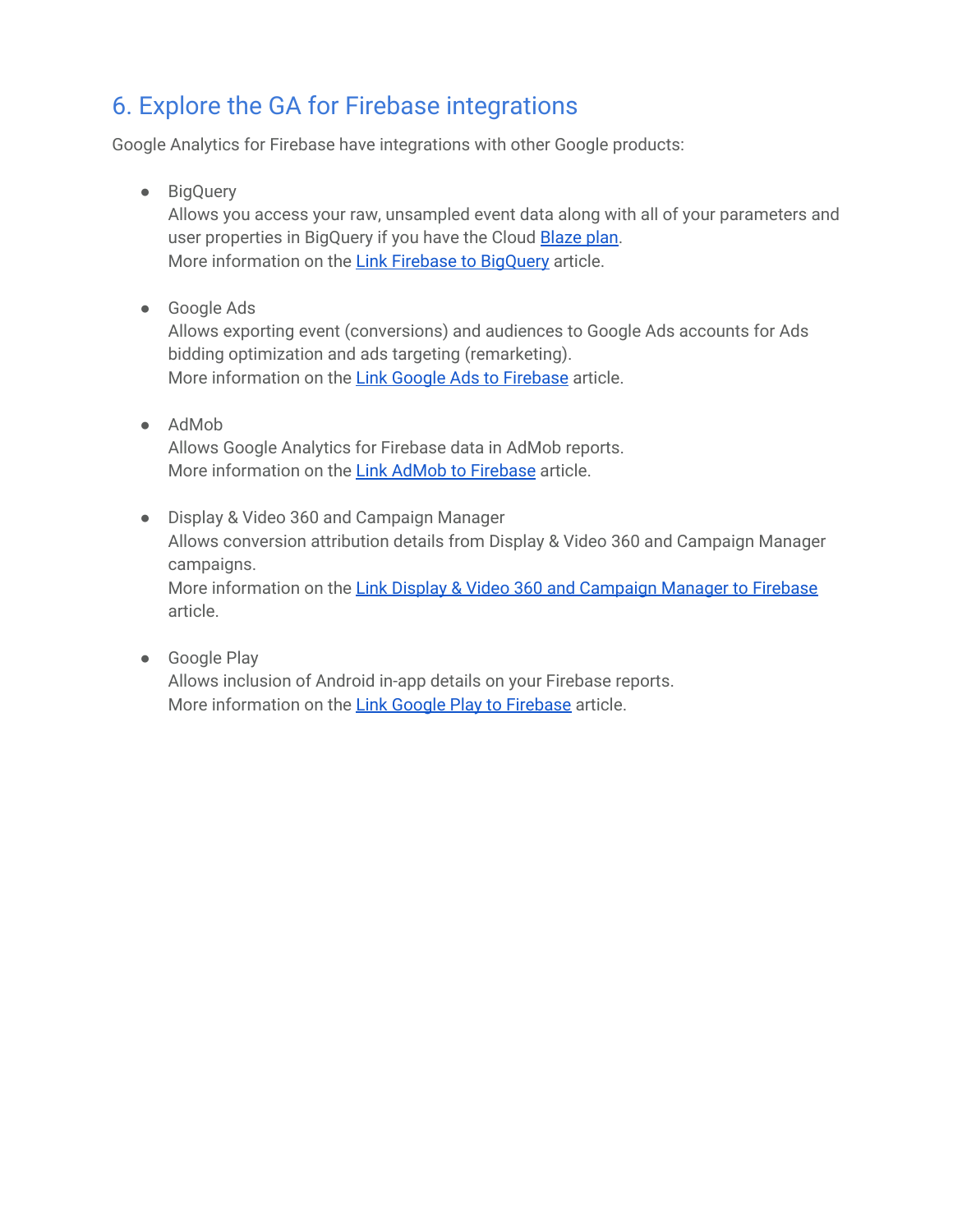## 6. Explore the GA for Firebase integrations

Google Analytics for Firebase have integrations with other Google products:

- BigQuery
  Allows you access your raw, unsampled event data along with all of your parameters and user properties in BigQuery if you have the Cloud [Blaze plan](#).
  More information on the [Link Firebase to BigQuery](#) article.

- Google Ads
  Allows exporting event (conversions) and audiences to Google Ads accounts for Ads bidding optimization and ads targeting (remarketing).
  More information on the [Link Google Ads to Firebase](#) article.

- AdMob
  Allows Google Analytics for Firebase data in AdMob reports.
  More information on the [Link AdMob to Firebase](#) article.

- Display & Video 360 and Campaign Manager
  Allows conversion attribution details from Display & Video 360 and Campaign Manager campaigns.
  More information on the [Link Display & Video 360 and Campaign Manager to Firebase](#) article.

- Google Play
  Allows inclusion of Android in-app details on your Firebase reports.
  More information on the [Link Google Play to Firebase](#) article.